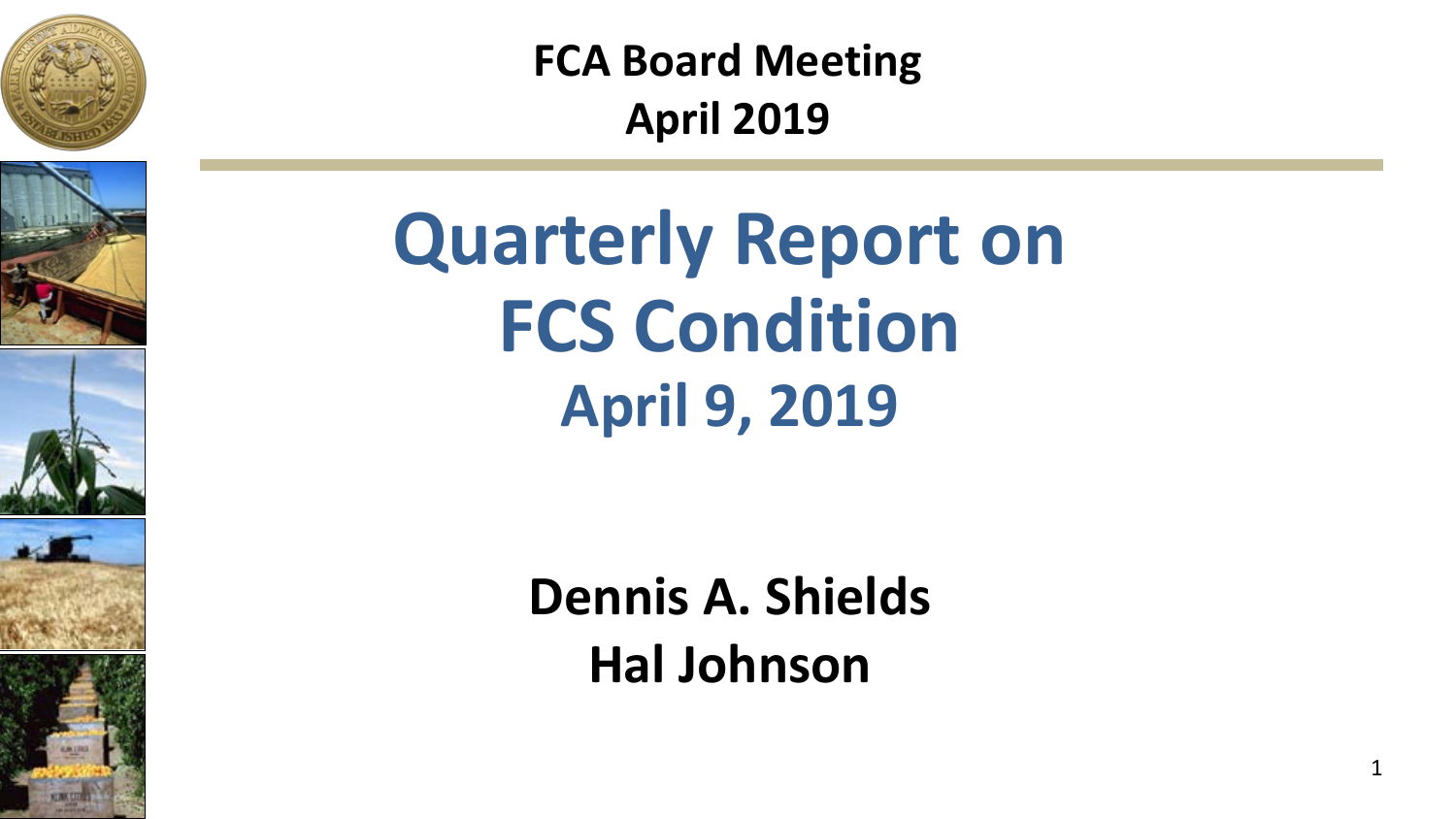**FCA Board Meeting**
**April 2019**

# Quarterly Report on FCS Condition

## April 9, 2019

**Dennis A. Shields**
**Hal Johnson**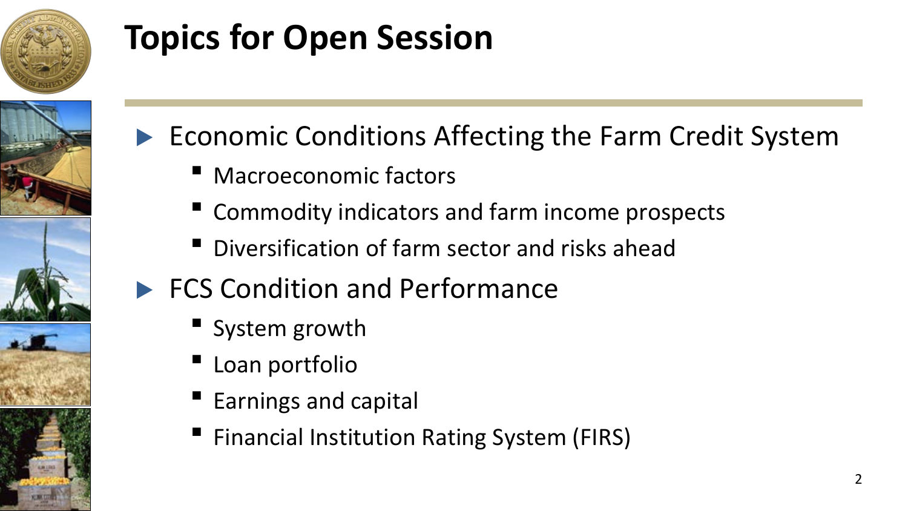# Topics for Open Session

- Economic Conditions Affecting the Farm Credit System
  - Macroeconomic factors
  - Commodity indicators and farm income prospects
  - Diversification of farm sector and risks ahead
- FCS Condition and Performance
  - System growth
  - Loan portfolio
  - Earnings and capital
  - Financial Institution Rating System (FIRS)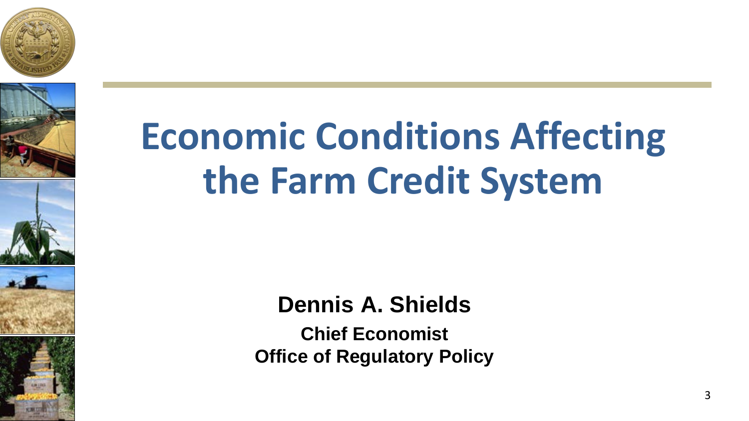# Economic Conditions Affecting the Farm Credit System

**Dennis A. Shields**

**Chief Economist**

**Office of Regulatory Policy**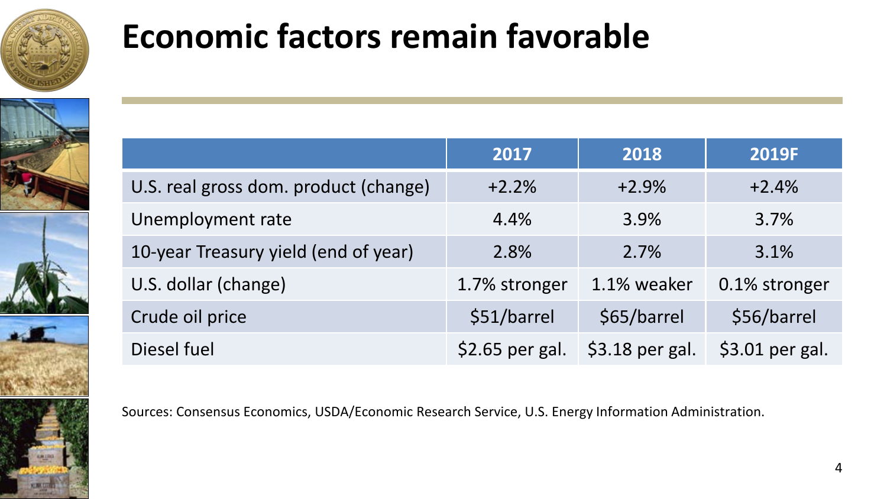# Economic factors remain favorable

| | 2017 | 2018 | 2019F |
|---|---|---|---|
| U.S. real gross dom. product (change) | +2.2% | +2.9% | +2.4% |
| Unemployment rate | 4.4% | 3.9% | 3.7% |
| 10-year Treasury yield (end of year) | 2.8% | 2.7% | 3.1% |
| U.S. dollar (change) | 1.7% stronger | 1.1% weaker | 0.1% stronger |
| Crude oil price | $51/barrel | $65/barrel | $56/barrel |
| Diesel fuel | $2.65 per gal. | $3.18 per gal. | $3.01 per gal. |

Sources: Consensus Economics, USDA/Economic Research Service, U.S. Energy Information Administration.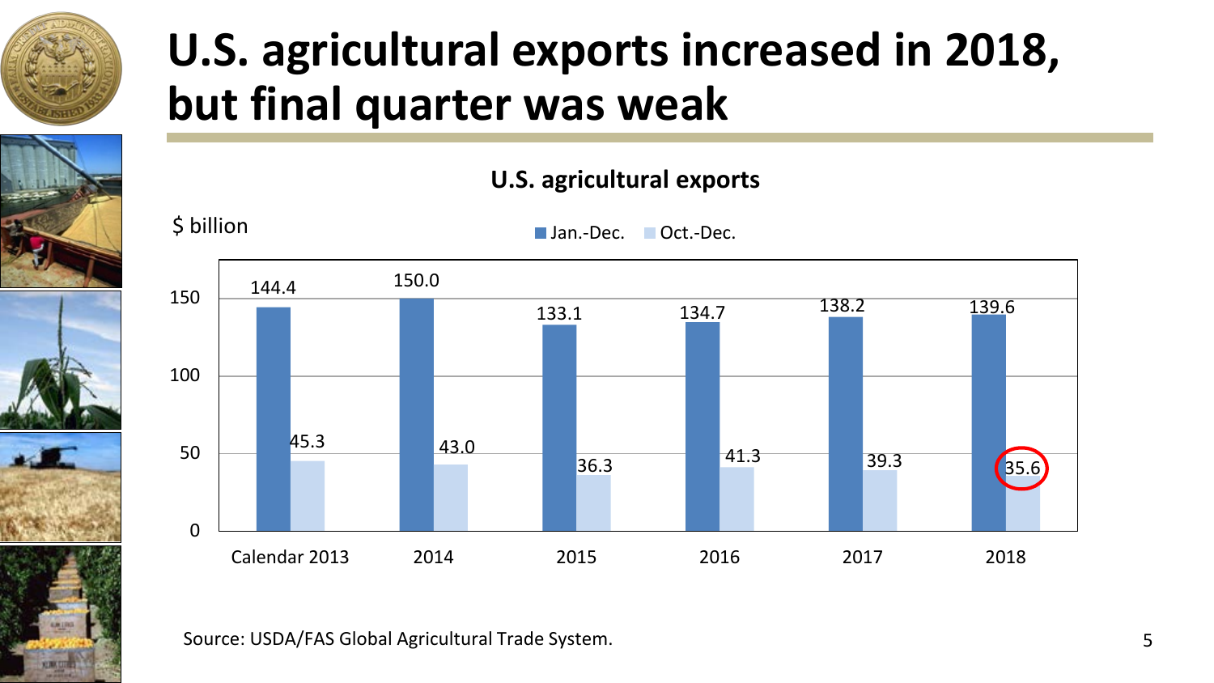# U.S. agricultural exports increased in 2018, but final quarter was weak

**U.S. agricultural exports**

$ billion

| | Jan.-Dec. | Oct.-Dec. |
|---|---|---|
| Calendar 2013 | 144.4 | 45.3 |
| 2014 | 150.0 | 43.0 |
| 2015 | 133.1 | 36.3 |
| 2016 | 134.7 | 41.3 |
| 2017 | 138.2 | 39.3 |
| 2018 | 139.6 | 35.6 |

Source: USDA/FAS Global Agricultural Trade System.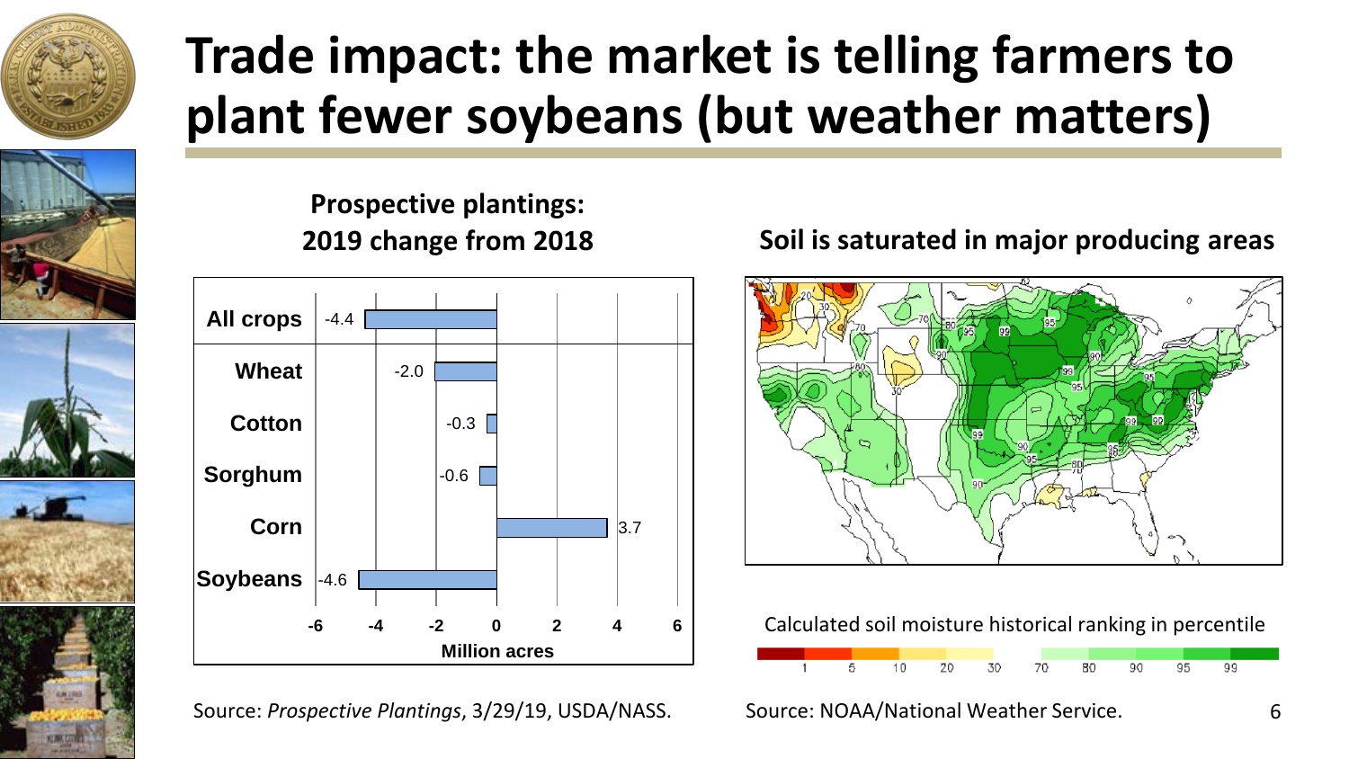# Trade impact: the market is telling farmers to plant fewer soybeans (but weather matters)

**Prospective plantings: 2019 change from 2018**

| Crop | Million acres |
| --- | --- |
| All crops | -4.4 |
| Wheat | -2.0 |
| Cotton | -0.3 |
| Sorghum | -0.6 |
| Corn | 3.7 |
| Soybeans | -4.6 |

Source: *Prospective Plantings*, 3/29/19, USDA/NASS.

**Soil is saturated in major producing areas**

Calculated soil moisture historical ranking in percentile

Source: NOAA/National Weather Service.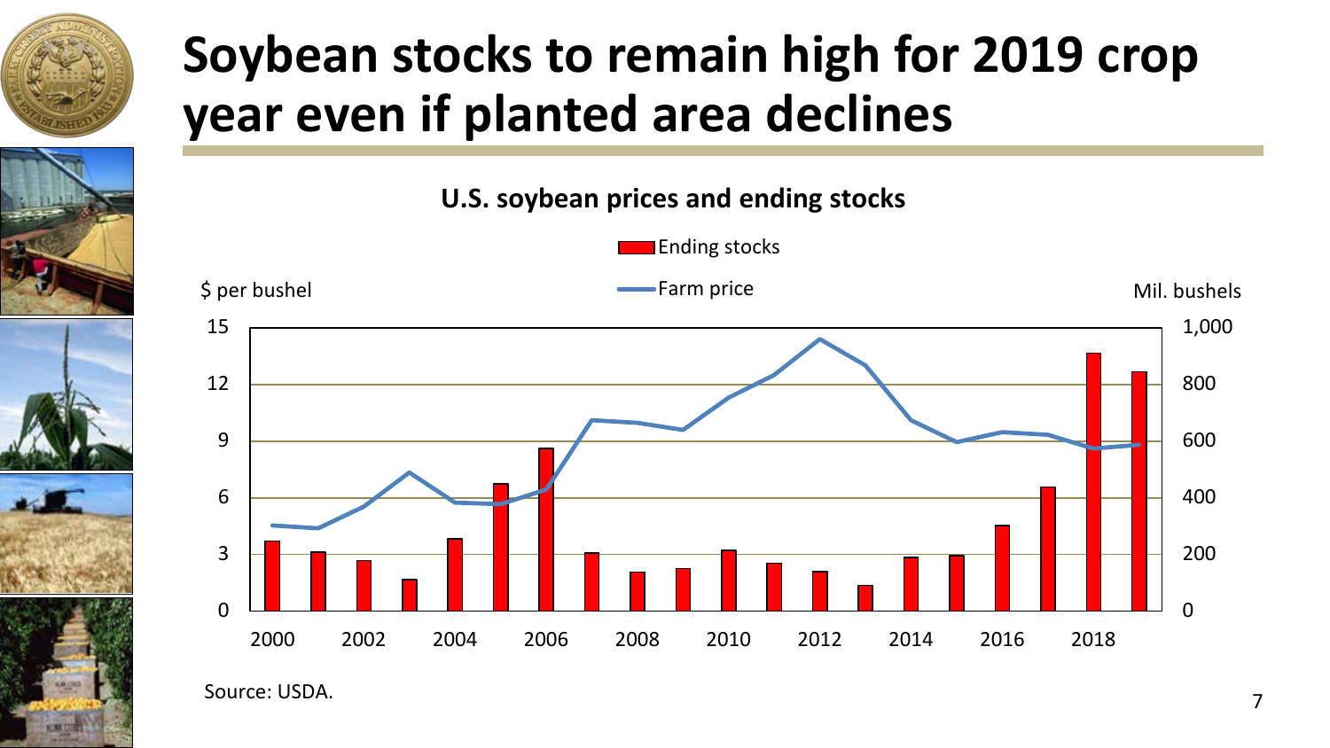# Soybean stocks to remain high for 2019 crop year even if planted area declines

**U.S. soybean prices and ending stocks**

Ending stocks

Farm price

$ per bushel | Mil. bushels

Source: USDA.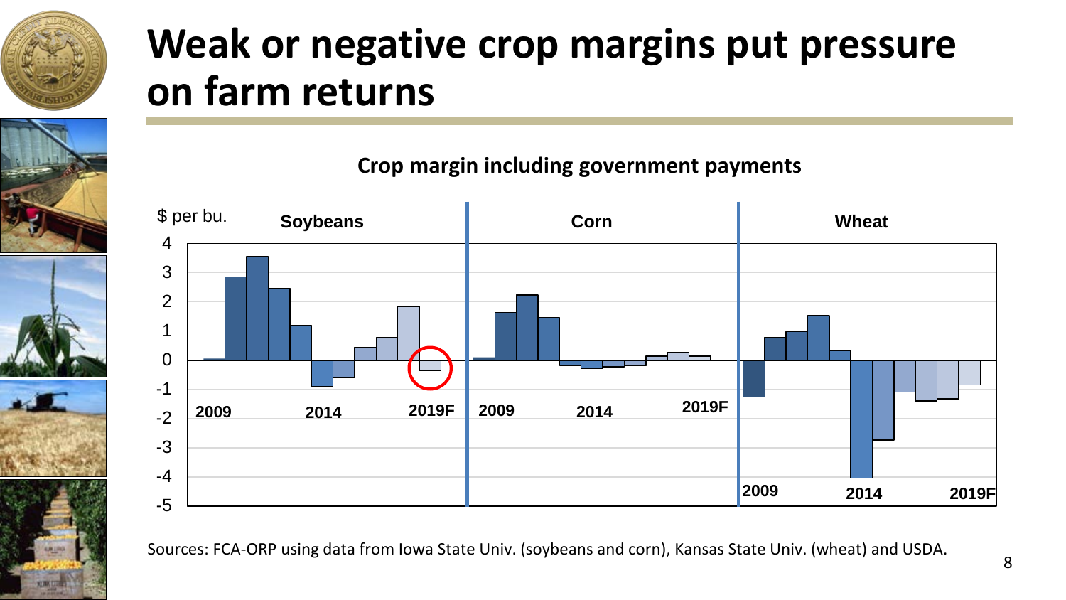# Weak or negative crop margins put pressure on farm returns

**Crop margin including government payments**

$ per bu.

| | Soybeans | Corn | Wheat |
|---|---|---|---|
| Axis range | 4 to -5 | 4 to -5 | 4 to -5 |
| Labels | 2009, 2014, 2019F | 2009, 2014, 2019F | 2009, 2014, 2019F |

Sources: FCA-ORP using data from Iowa State Univ. (soybeans and corn), Kansas State Univ. (wheat) and USDA.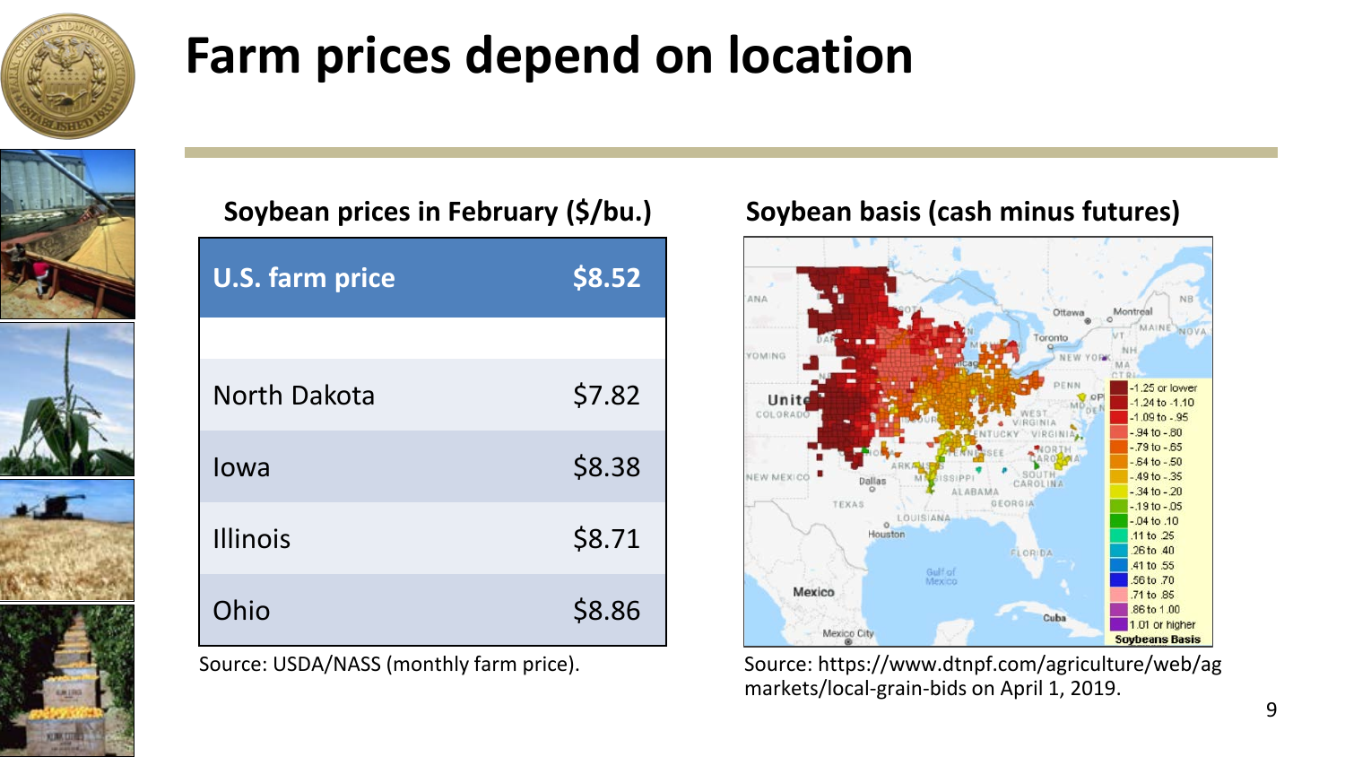# Farm prices depend on location

## Soybean prices in February ($/bu.)

| U.S. farm price | $8.52 |
|---|---|
| | |
| North Dakota | $7.82 |
| Iowa | $8.38 |
| Illinois | $8.71 |
| Ohio | $8.86 |

Source: USDA/NASS (monthly farm price).

## Soybean basis (cash minus futures)

Source: https://www.dtnpf.com/agriculture/web/ag markets/local-grain-bids on April 1, 2019.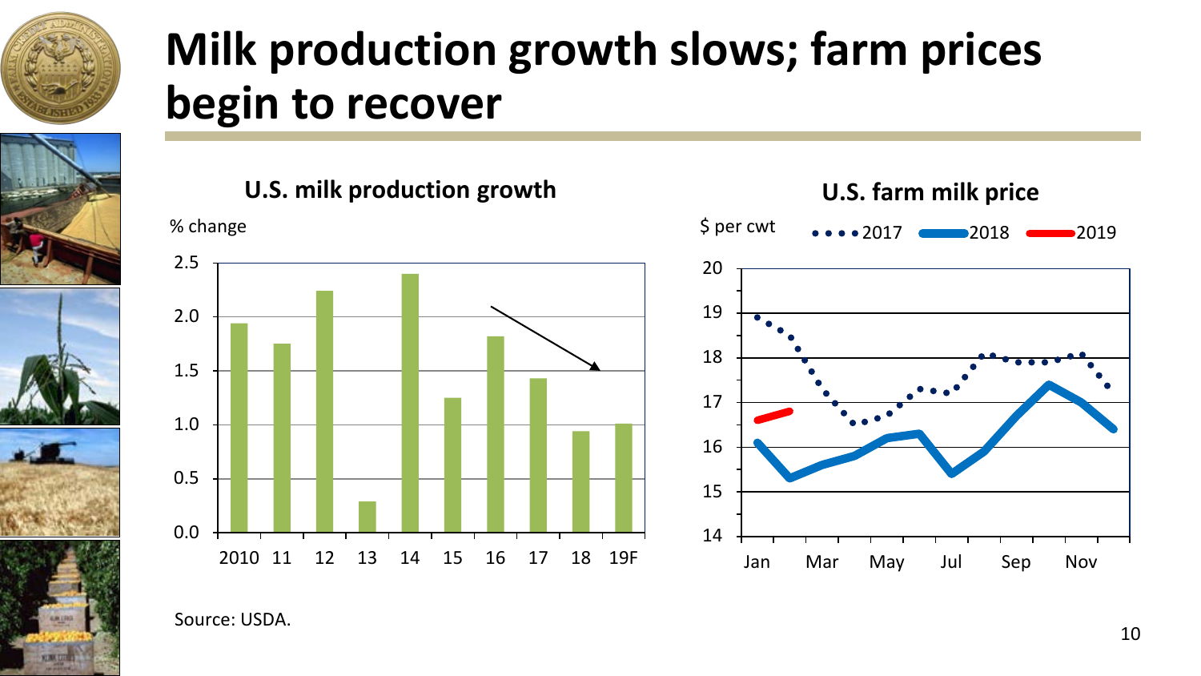# Milk production growth slows; farm prices begin to recover

**U.S. milk production growth**

% change

| Year | % change |
|---|---|
| 2010 | 1.9 |
| 11 | 1.7 |
| 12 | 2.2 |
| 13 | 0.3 |
| 14 | 2.4 |
| 15 | 1.2 |
| 16 | 1.8 |
| 17 | 1.4 |
| 18 | 0.9 |
| 19F | 1.0 |

**U.S. farm milk price**

$ per cwt — 2017, 2018, 2019

Source: USDA.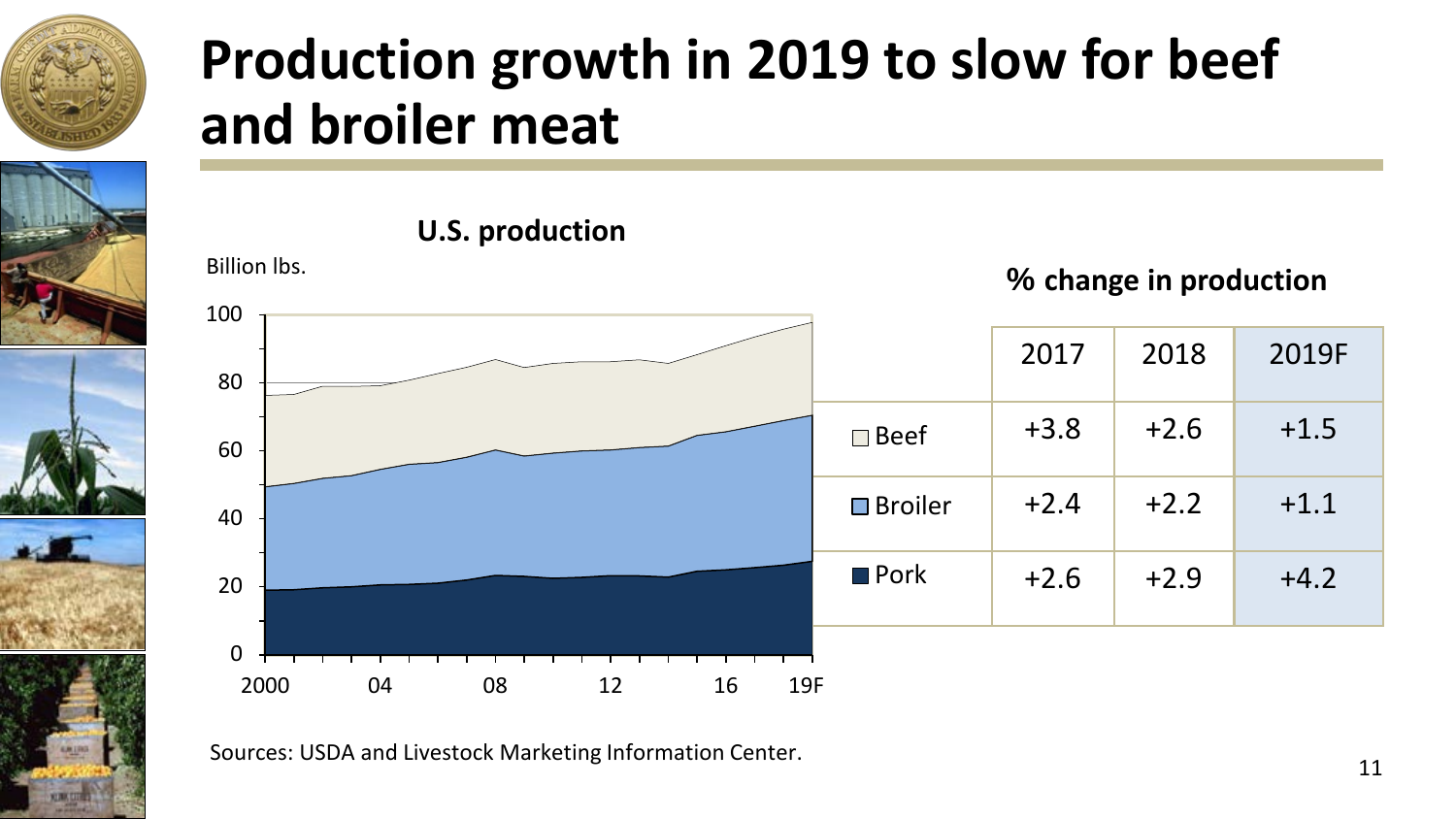# Production growth in 2019 to slow for beef and broiler meat

**U.S. production**

Billion lbs.

**% change in production**

| | 2017 | 2018 | 2019F |
|---|---|---|---|
| Beef | +3.8 | +2.6 | +1.5 |
| Broiler | +2.4 | +2.2 | +1.1 |
| Pork | +2.6 | +2.9 | +4.2 |

Sources: USDA and Livestock Marketing Information Center.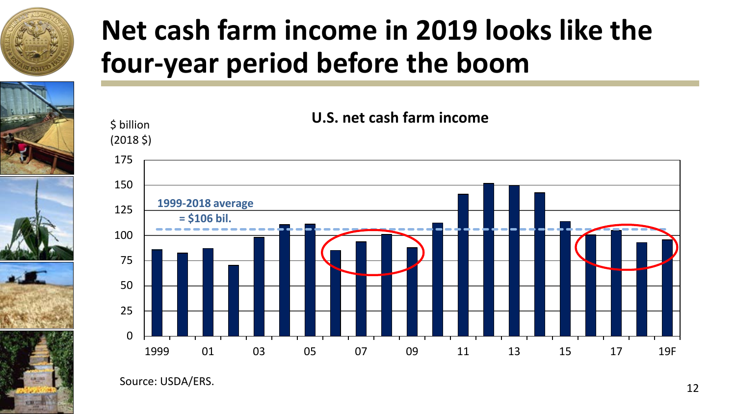# Net cash farm income in 2019 looks like the four-year period before the boom

**U.S. net cash farm income**

$ billion (2018 $)

**1999-2018 average = $106 bil.**

175, 150, 125, 100, 75, 50, 25, 0

1999, 01, 03, 05, 07, 09, 11, 13, 15, 17, 19F

Source: USDA/ERS.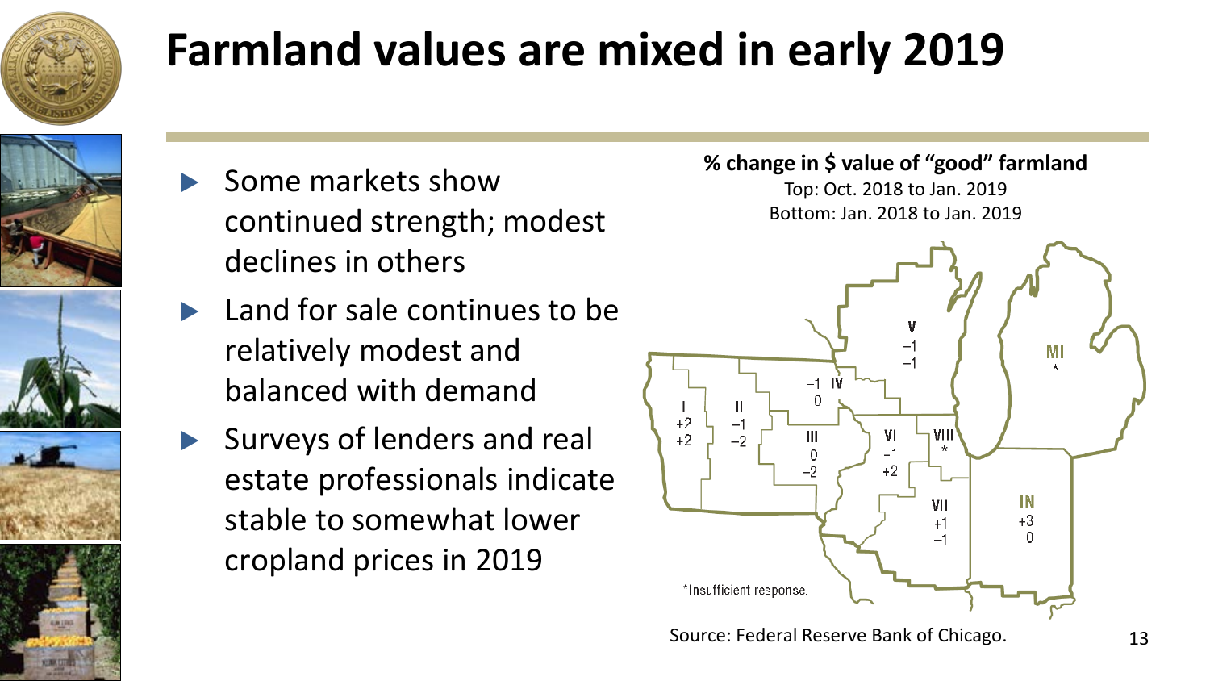# Farmland values are mixed in early 2019

- Some markets show continued strength; modest declines in others
- Land for sale continues to be relatively modest and balanced with demand
- Surveys of lenders and real estate professionals indicate stable to somewhat lower cropland prices in 2019

**% change in $ value of "good" farmland**

Top: Oct. 2018 to Jan. 2019
Bottom: Jan. 2018 to Jan. 2019

| District | Oct. 2018 to Jan. 2019 | Jan. 2018 to Jan. 2019 |
|---|---|---|
| I | +2 | +2 |
| II | –1 | –2 |
| III | 0 | –2 |
| IV | –1 | 0 |
| V | –1 | –1 |
| VI | +1 | +2 |
| VII | +1 | –1 |
| VIII | * | |
| IN | +3 | 0 |
| MI | * | |

*Insufficient response.

Source: Federal Reserve Bank of Chicago.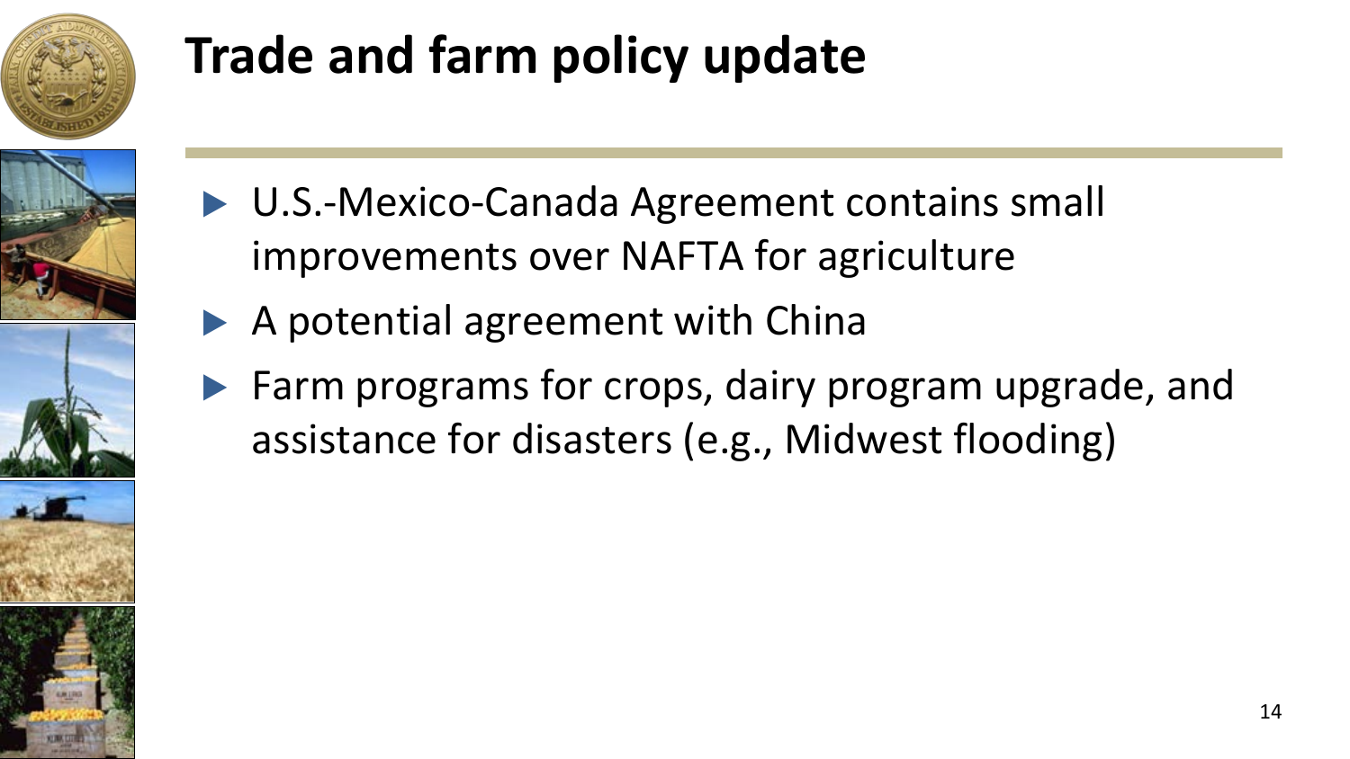# Trade and farm policy update

- U.S.-Mexico-Canada Agreement contains small improvements over NAFTA for agriculture
- A potential agreement with China
- Farm programs for crops, dairy program upgrade, and assistance for disasters (e.g., Midwest flooding)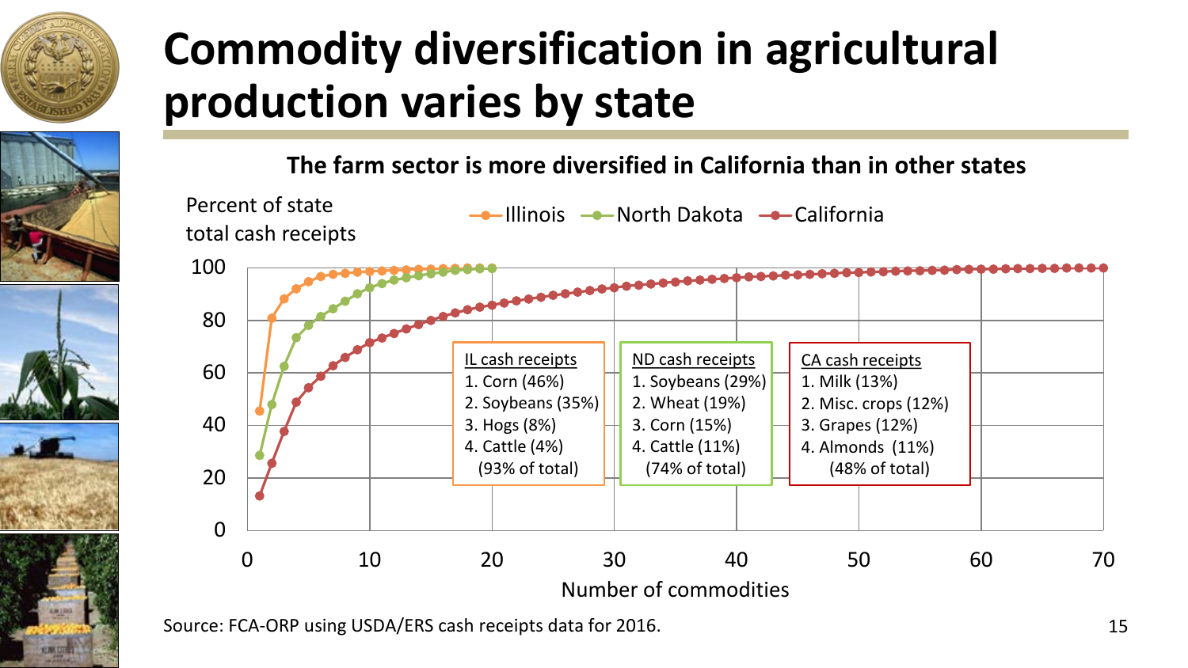# Commodity diversification in agricultural production varies by state

**The farm sector is more diversified in California than in other states**

Percent of state total cash receipts

Illinois — North Dakota — California

| IL cash receipts | ND cash receipts | CA cash receipts |
|---|---|---|
| 1. Corn (46%) | 1. Soybeans (29%) | 1. Milk (13%) |
| 2. Soybeans (35%) | 2. Wheat (19%) | 2. Misc. crops (12%) |
| 3. Hogs (8%) | 3. Corn (15%) | 3. Grapes (12%) |
| 4. Cattle (4%) | 4. Cattle (11%) | 4. Almonds (11%) |
| (93% of total) | (74% of total) | (48% of total) |

Number of commodities

Source: FCA-ORP using USDA/ERS cash receipts data for 2016.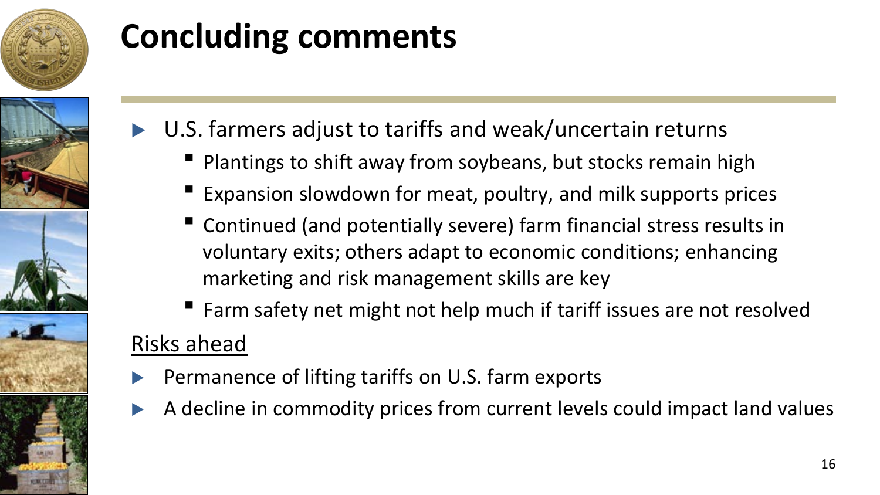# Concluding comments

- U.S. farmers adjust to tariffs and weak/uncertain returns
  - Plantings to shift away from soybeans, but stocks remain high
  - Expansion slowdown for meat, poultry, and milk supports prices
  - Continued (and potentially severe) farm financial stress results in voluntary exits; others adapt to economic conditions; enhancing marketing and risk management skills are key
  - Farm safety net might not help much if tariff issues are not resolved

<u>Risks ahead</u>

- Permanence of lifting tariffs on U.S. farm exports
- A decline in commodity prices from current levels could impact land values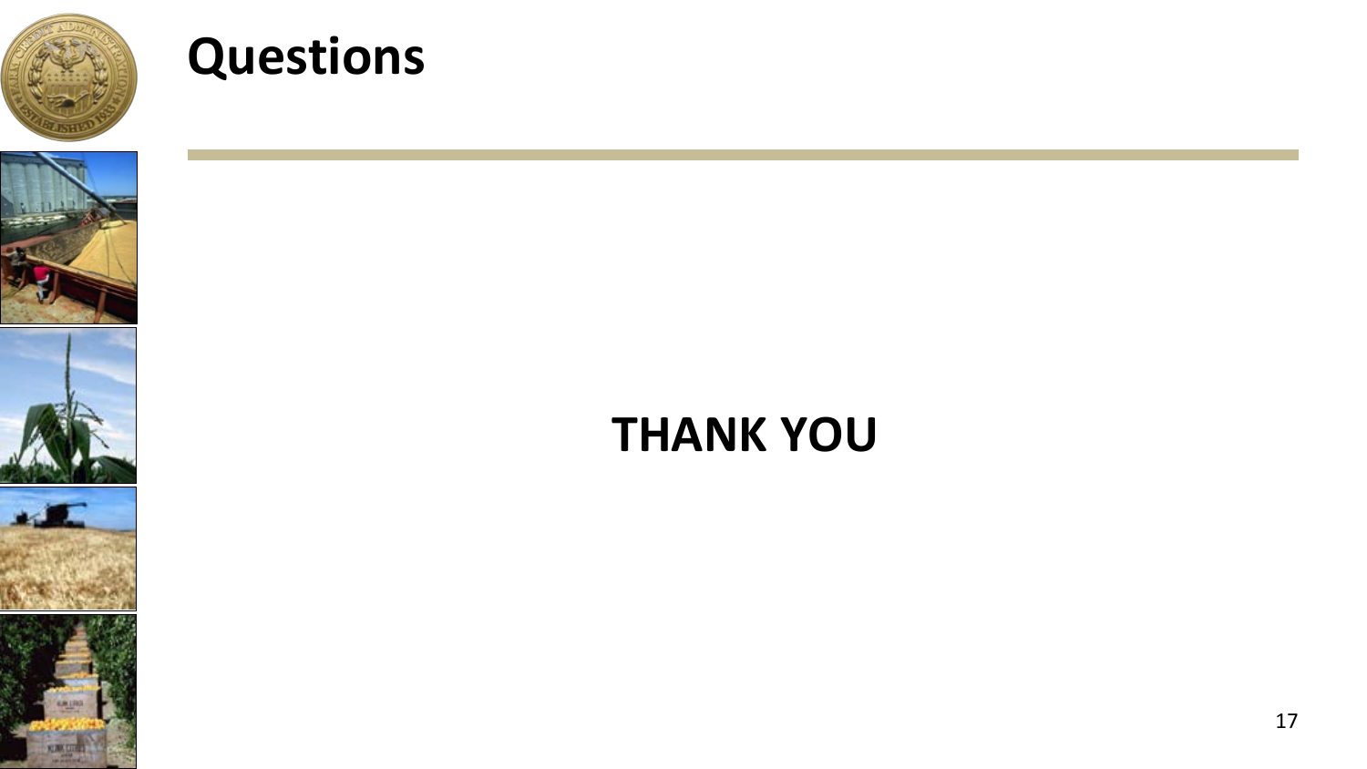# Questions

**THANK YOU**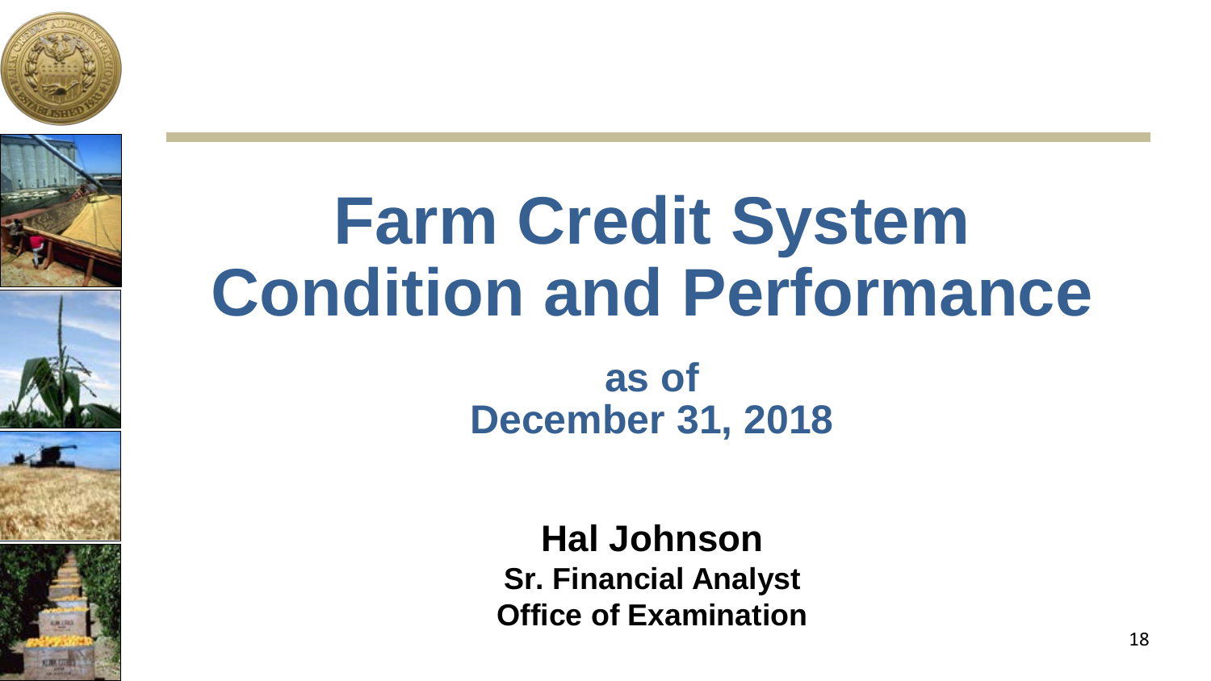# Farm Credit System Condition and Performance

## as of December 31, 2018

**Hal Johnson**

**Sr. Financial Analyst**

**Office of Examination**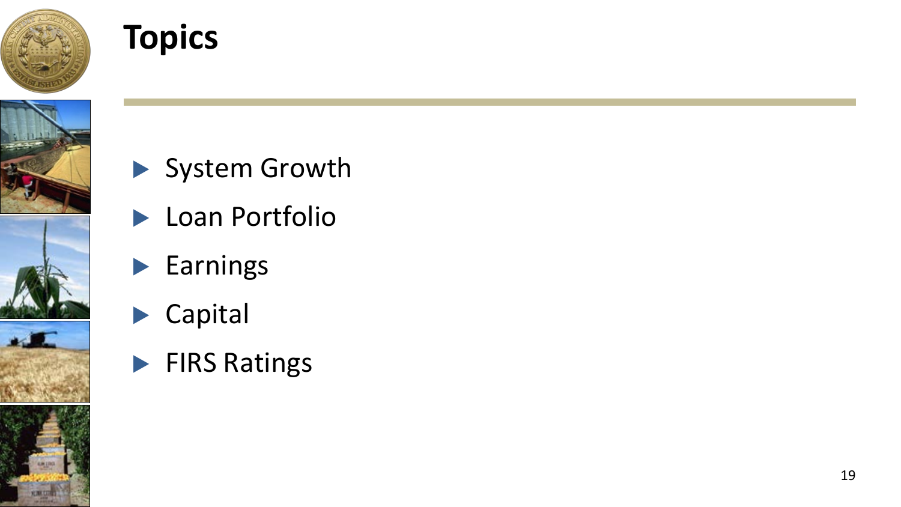# Topics

- System Growth
- Loan Portfolio
- Earnings
- Capital
- FIRS Ratings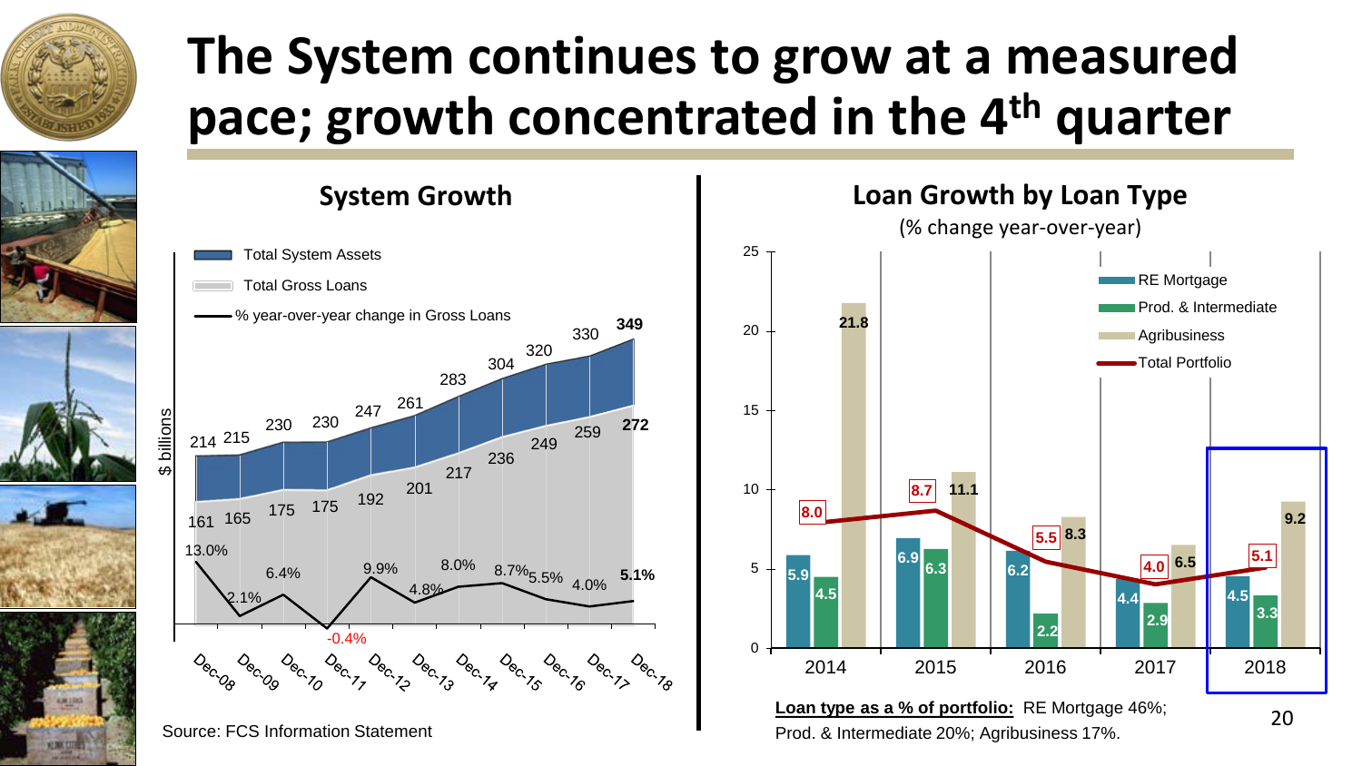# The System continues to grow at a measured pace; growth concentrated in the 4th quarter

## System Growth

| | Dec-08 | Dec-09 | Dec-10 | Dec-11 | Dec-12 | Dec-13 | Dec-14 | Dec-15 | Dec-16 | Dec-17 | Dec-18 |
|---|---|---|---|---|---|---|---|---|---|---|---|
| Total System Assets ($ billions) | 214 | 215 | 230 | 230 | 247 | 261 | 283 | 304 | 320 | 330 | **349** |
| Total Gross Loans ($ billions) | 161 | 165 | 175 | 175 | 192 | 201 | 217 | 236 | 249 | 259 | **272** |
| % year-over-year change in Gross Loans | 13.0% | 2.1% | 6.4% | -0.4% | 9.9% | 4.8% | 8.0% | 8.7% | 5.5% | 4.0% | **5.1%** |

Source: FCS Information Statement

## Loan Growth by Loan Type

(% change year-over-year)

| | 2014 | 2015 | 2016 | 2017 | 2018 |
|---|---|---|---|---|---|
| RE Mortgage | 5.9 | 6.9 | 6.2 | 4.4 | 4.5 |
| Prod. & Intermediate | 4.5 | 6.3 | 2.2 | 2.9 | 3.3 |
| Agribusiness | 21.8 | 11.1 | 8.3 | 6.5 | 9.2 |
| Total Portfolio | 8.0 | 8.7 | 5.5 | 4.0 | 5.1 |

**Loan type as a % of portfolio:** RE Mortgage 46%; Prod. & Intermediate 20%; Agribusiness 17%.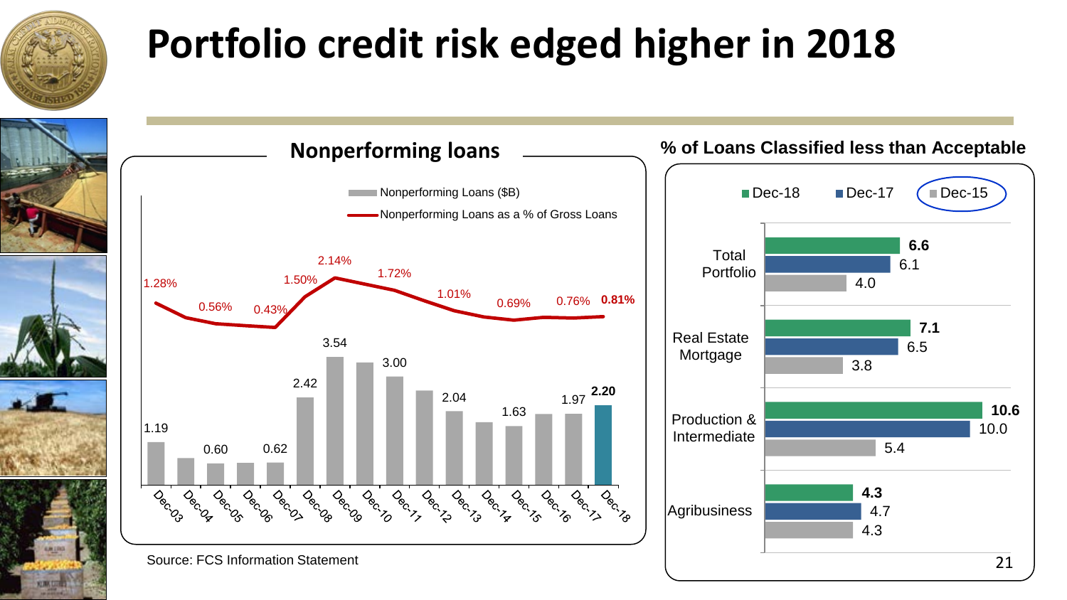# Portfolio credit risk edged higher in 2018

## Nonperforming loans

| | Nonperforming Loans ($B) | Nonperforming Loans as a % of Gross Loans |
|---|---|---|
| Dec-03 | 1.19 | 1.28% |
| Dec-04 | | |
| Dec-05 | 0.60 | 0.56% |
| Dec-06 | | |
| Dec-07 | 0.62 | 0.43% |
| Dec-08 | 2.42 | 1.50% |
| Dec-09 | 3.54 | 2.14% |
| Dec-10 | | |
| Dec-11 | 3.00 | 1.72% |
| Dec-12 | | |
| Dec-13 | 2.04 | 1.01% |
| Dec-14 | | |
| Dec-15 | 1.63 | 0.69% |
| Dec-16 | | |
| Dec-17 | 1.97 | 0.76% |
| Dec-18 | **2.20** | **0.81%** |

Source: FCS Information Statement

## % of Loans Classified less than Acceptable

| | Dec-18 | Dec-17 | Dec-15 |
|---|---|---|---|
| Total Portfolio | **6.6** | 6.1 | 4.0 |
| Real Estate Mortgage | **7.1** | 6.5 | 3.8 |
| Production & Intermediate | **10.6** | 10.0 | 5.4 |
| Agribusiness | **4.3** | 4.7 | 4.3 |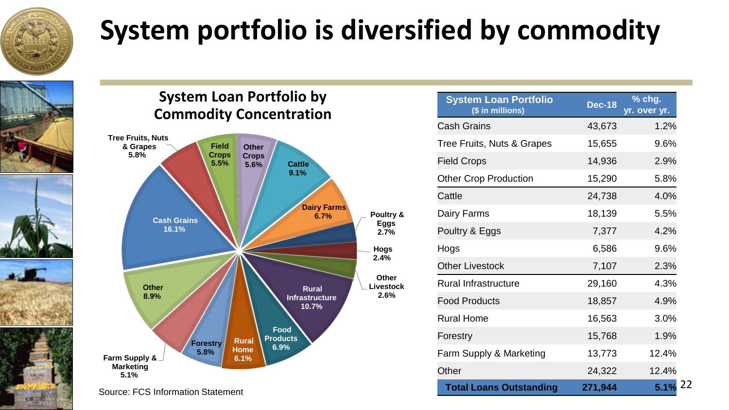# System portfolio is diversified by commodity

**System Loan Portfolio by Commodity Concentration**

- Cash Grains 16.1%
- Tree Fruits, Nuts & Grapes 5.8%
- Field Crops 5.5%
- Other Crops 5.6%
- Cattle 9.1%
- Dairy Farms 6.7%
- Poultry & Eggs 2.7%
- Hogs 2.4%
- Other Livestock 2.6%
- Rural Infrastructure 10.7%
- Food Products 6.9%
- Rural Home 6.1%
- Forestry 5.8%
- Farm Supply & Marketing 5.1%
- Other 8.9%

Source: FCS Information Statement

| System Loan Portfolio ($ in millions) | Dec-18 | % chg. yr. over yr. |
|---|---|---|
| Cash Grains | 43,673 | 1.2% |
| Tree Fruits, Nuts & Grapes | 15,655 | 9.6% |
| Field Crops | 14,936 | 2.9% |
| Other Crop Production | 15,290 | 5.8% |
| Cattle | 24,738 | 4.0% |
| Dairy Farms | 18,139 | 5.5% |
| Poultry & Eggs | 7,377 | 4.2% |
| Hogs | 6,586 | 9.6% |
| Other Livestock | 7,107 | 2.3% |
| Rural Infrastructure | 29,160 | 4.3% |
| Food Products | 18,857 | 4.9% |
| Rural Home | 16,563 | 3.0% |
| Forestry | 15,768 | 1.9% |
| Farm Supply & Marketing | 13,773 | 12.4% |
| Other | 24,322 | 12.4% |
| **Total Loans Outstanding** | **271,944** | **5.1%** |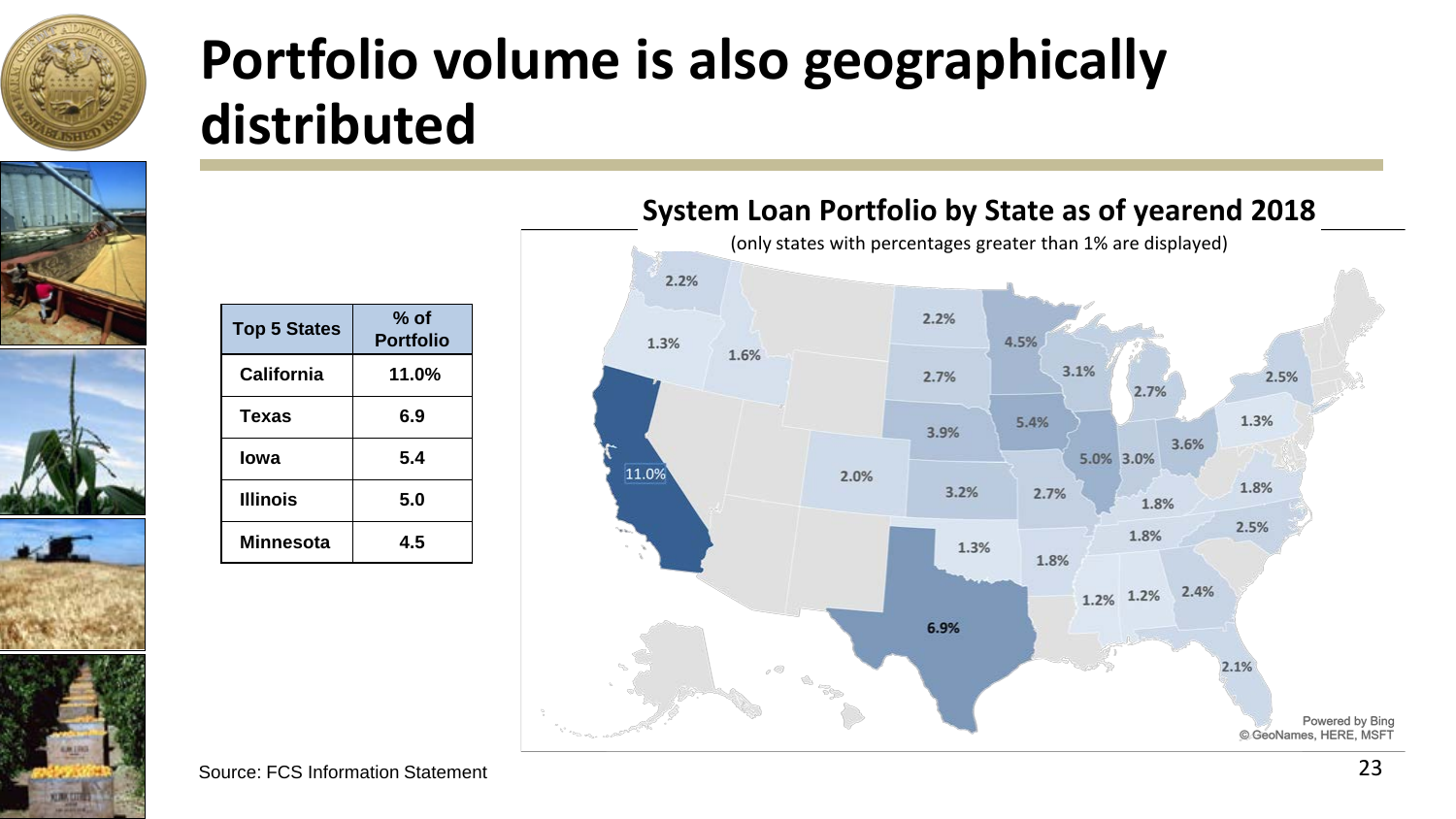# Portfolio volume is also geographically distributed

| Top 5 States | % of Portfolio |
|---|---|
| California | 11.0% |
| Texas | 6.9 |
| Iowa | 5.4 |
| Illinois | 5.0 |
| Minnesota | 4.5 |

## System Loan Portfolio by State as of yearend 2018

(only states with percentages greater than 1% are displayed)

Source: FCS Information Statement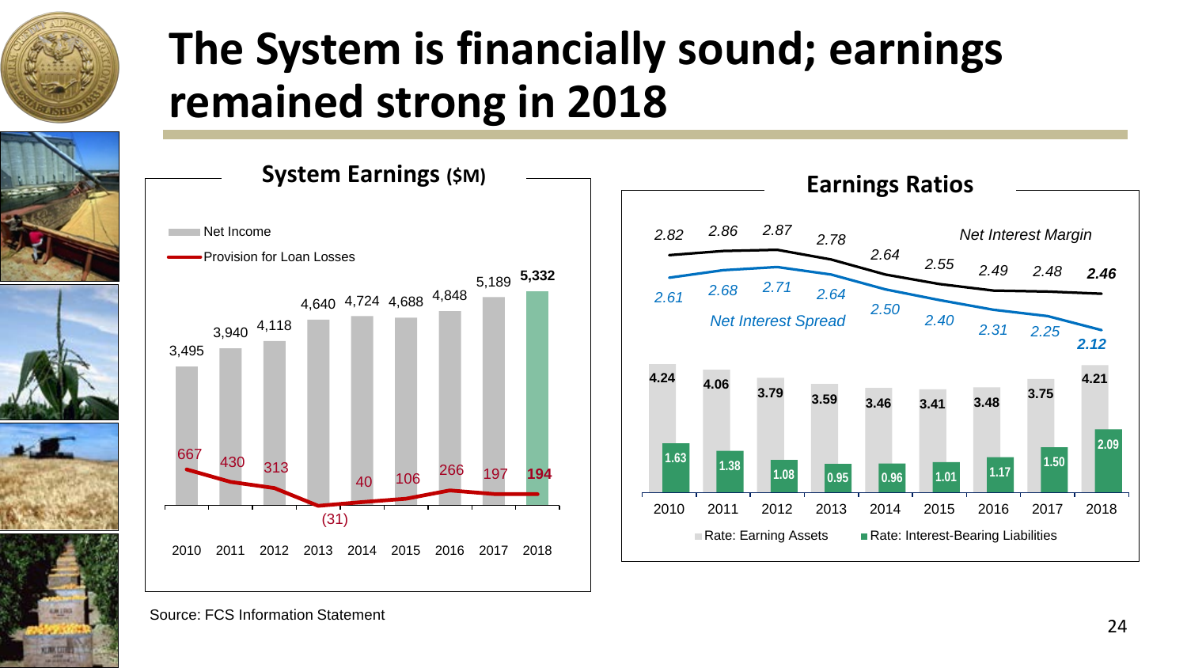# The System is financially sound; earnings remained strong in 2018

## System Earnings ($M)

| Year | Net Income | Provision for Loan Losses |
|---|---|---|
| 2010 | 3,495 | 667 |
| 2011 | 3,940 | 430 |
| 2012 | 4,118 | 313 |
| 2013 | 4,640 | (31) |
| 2014 | 4,724 | 40 |
| 2015 | 4,688 | 106 |
| 2016 | 4,848 | 266 |
| 2017 | 5,189 | 197 |
| 2018 | **5,332** | **194** |

## Earnings Ratios

| Year | Net Interest Margin | Net Interest Spread | Rate: Earning Assets | Rate: Interest-Bearing Liabilities |
|---|---|---|---|---|
| 2010 | 2.82 | 2.61 | 4.24 | 1.63 |
| 2011 | 2.86 | 2.68 | 4.06 | 1.38 |
| 2012 | 2.87 | 2.71 | 3.79 | 1.08 |
| 2013 | 2.78 | 2.64 | 3.59 | 0.95 |
| 2014 | 2.64 | 2.50 | 3.46 | 0.96 |
| 2015 | 2.55 | 2.40 | 3.41 | 1.01 |
| 2016 | 2.49 | 2.31 | 3.48 | 1.17 |
| 2017 | 2.48 | 2.25 | 3.75 | 1.50 |
| 2018 | **2.46** | **2.12** | 4.21 | 2.09 |

Source: FCS Information Statement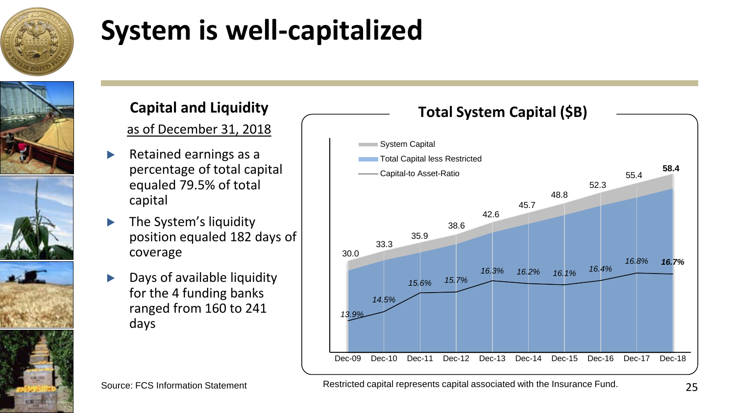# System is well-capitalized

## Capital and Liquidity

as of December 31, 2018

- Retained earnings as a percentage of total capital equaled 79.5% of total capital
- The System's liquidity position equaled 182 days of coverage
- Days of available liquidity for the 4 funding banks ranged from 160 to 241 days

### Total System Capital ($B)

| | Dec-09 | Dec-10 | Dec-11 | Dec-12 | Dec-13 | Dec-14 | Dec-15 | Dec-16 | Dec-17 | Dec-18 |
|---|---|---|---|---|---|---|---|---|---|---|
| System Capital | 30.0 | 33.3 | 35.9 | 38.6 | 42.6 | 45.7 | 48.8 | 52.3 | 55.4 | **58.4** |
| Capital-to Asset-Ratio | *13.9%* | *14.5%* | *15.6%* | *15.7%* | *16.3%* | *16.2%* | *16.1%* | *16.4%* | *16.8%* | ***16.7%*** |

Legend: System Capital; Total Capital less Restricted; Capital-to Asset-Ratio

Source: FCS Information Statement

Restricted capital represents capital associated with the Insurance Fund.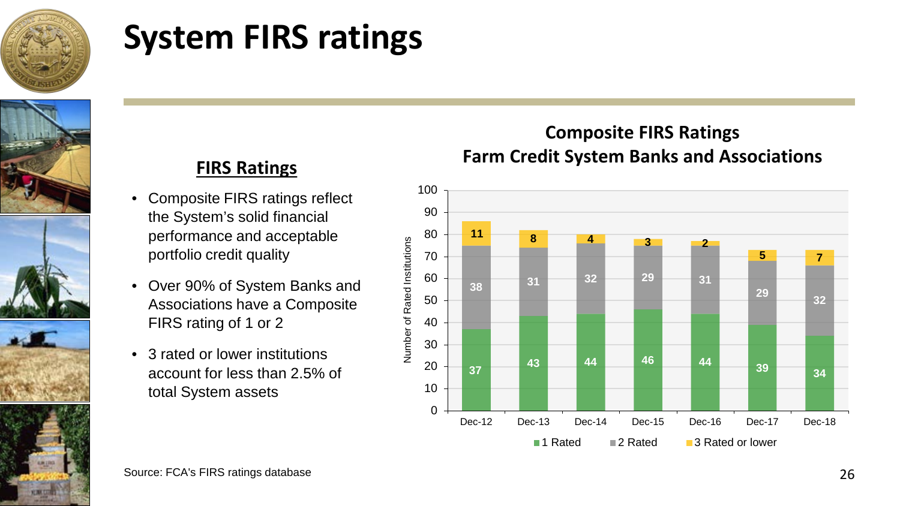# System FIRS ratings

## FIRS Ratings

- Composite FIRS ratings reflect the System's solid financial performance and acceptable portfolio credit quality
- Over 90% of System Banks and Associations have a Composite FIRS rating of 1 or 2
- 3 rated or lower institutions account for less than 2.5% of total System assets

**Composite FIRS Ratings**
**Farm Credit System Banks and Associations**

| Number of Rated Institutions | Dec-12 | Dec-13 | Dec-14 | Dec-15 | Dec-16 | Dec-17 | Dec-18 |
|---|---|---|---|---|---|---|---|
| 1 Rated | 37 | 43 | 44 | 46 | 44 | 39 | 34 |
| 2 Rated | 38 | 31 | 32 | 29 | 31 | 29 | 32 |
| 3 Rated or lower | 11 | 8 | 4 | 3 | 2 | 5 | 7 |

Source: FCA's FIRS ratings database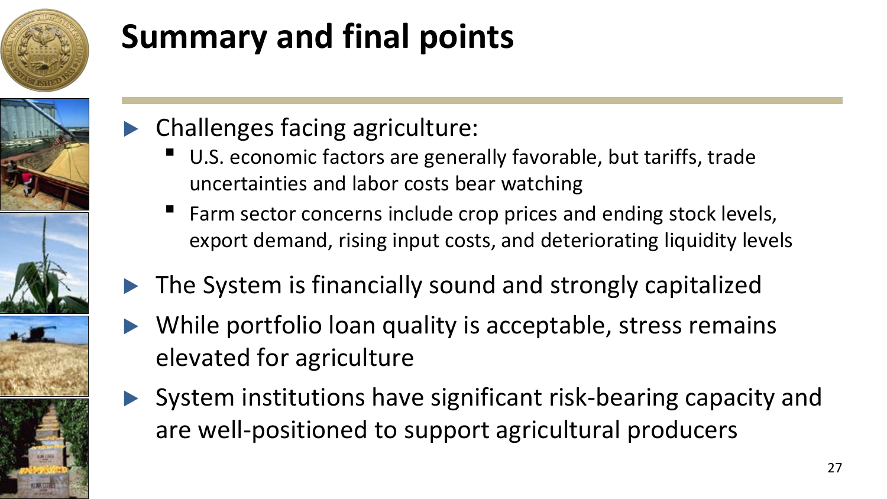# Summary and final points

- Challenges facing agriculture:
  - U.S. economic factors are generally favorable, but tariffs, trade uncertainties and labor costs bear watching
  - Farm sector concerns include crop prices and ending stock levels, export demand, rising input costs, and deteriorating liquidity levels
- The System is financially sound and strongly capitalized
- While portfolio loan quality is acceptable, stress remains elevated for agriculture
- System institutions have significant risk-bearing capacity and are well-positioned to support agricultural producers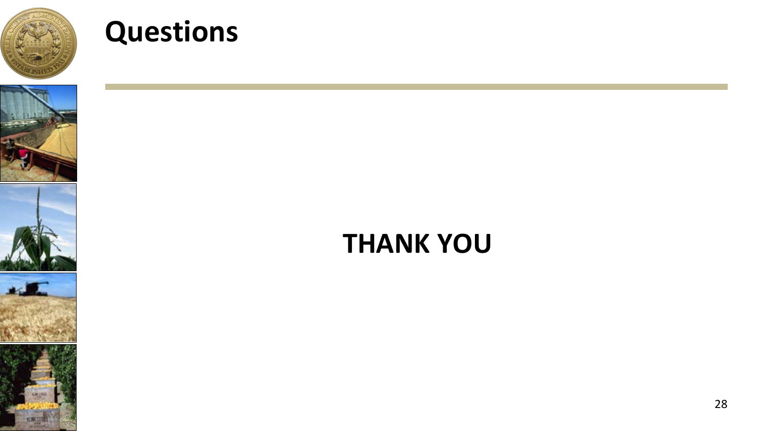# Questions

**THANK YOU**